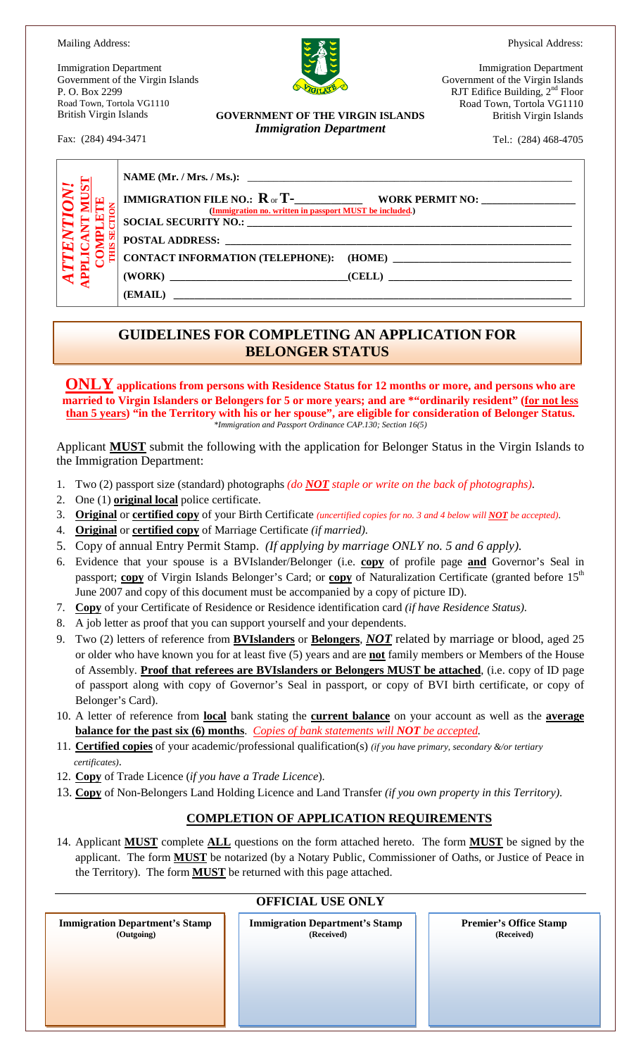Mailing Address:

Immigration Department
Government of the Virgin Islands
P. O. Box 2299
Road Town, Tortola VG1110
British Virgin Islands

Fax: (284) 494-3471

**GOVERNMENT OF THE VIRGIN ISLANDS**
***Immigration Department***

Physical Address:

Immigration Department
Government of the Virgin Islands
RJT Edifice Building, 2nd Floor
Road Town, Tortola VG1110
British Virgin Islands

Tel.: (284) 468-4705

***ATTENTION!* APPLICANT MUST COMPLETE THIS SECTION**

**NAME (Mr. / Mrs. / Ms.):** ______________________________

**IMMIGRATION FILE NO.: R or T-**__________ **WORK PERMIT NO:** __________
**(Immigration no. written in passport MUST be included.)**

**SOCIAL SECURITY NO.:** ______________________________

**POSTAL ADDRESS:** ______________________________

**CONTACT INFORMATION (TELEPHONE): (HOME)** ______________________________

**(WORK)** ______________________________ **(CELL)** ______________________________

**(EMAIL)** ______________________________

## GUIDELINES FOR COMPLETING AN APPLICATION FOR BELONGER STATUS

**ONLY applications from persons with Residence Status for 12 months or more, and persons who are married to Virgin Islanders or Belongers for 5 or more years; and are \*"ordinarily resident" (<u>for not less than 5 years</u>) "in the Territory with his or her spouse", are eligible for consideration of Belonger Status.**
*\*Immigration and Passport Ordinance CAP.130; Section 16(5)*

Applicant **<u>MUST</u>** submit the following with the application for Belonger Status in the Virgin Islands to the Immigration Department:

1. Two (2) passport size (standard) photographs *(do **<u>NOT</u>** staple or write on the back of photographs)*.
2. One (1) **<u>original local</u>** police certificate.
3. **<u>Original</u>** or **<u>certified copy</u>** of your Birth Certificate *(uncertified copies for no. 3 and 4 below will **<u>NOT</u>** be accepted)*.
4. **<u>Original</u>** or **<u>certified copy</u>** of Marriage Certificate *(if married)*.
5. Copy of annual Entry Permit Stamp. *(If applying by marriage ONLY no. 5 and 6 apply)*.
6. Evidence that your spouse is a BVIslander/Belonger (i.e. **<u>copy</u>** of profile page **<u>and</u>** Governor's Seal in passport; **<u>copy</u>** of Virgin Islands Belonger's Card; or **<u>copy</u>** of Naturalization Certificate (granted before 15th June 2007 and copy of this document must be accompanied by a copy of picture ID).
7. **<u>Copy</u>** of your Certificate of Residence or Residence identification card *(if have Residence Status)*.
8. A job letter as proof that you can support yourself and your dependents.
9. Two (2) letters of reference from **<u>BVIslanders</u>** or **<u>Belongers</u>**, ***<u>NOT</u>*** related by marriage or blood, aged 25 or older who have known you for at least five (5) years and are **<u>not</u>** family members or Members of the House of Assembly. **<u>Proof that referees are BVIslanders or Belongers MUST be attached</u>**, (i.e. copy of ID page of passport along with copy of Governor's Seal in passport, or copy of BVI birth certificate, or copy of Belonger's Card).
10. A letter of reference from **<u>local</u>** bank stating the **<u>current balance</u>** on your account as well as the **<u>average balance for the past six (6) months</u>**. *<u>Copies of bank statements will **NOT** be accepted.</u>*
11. **<u>Certified copies</u>** of your academic/professional qualification(s) *(if you have primary, secondary &/or tertiary certificates)*.
12. **<u>Copy</u>** of Trade Licence (*if you have a Trade Licence*).
13. **<u>Copy</u>** of Non-Belongers Land Holding Licence and Land Transfer *(if you own property in this Territory)*.

### <u>COMPLETION OF APPLICATION REQUIREMENTS</u>

14. Applicant **<u>MUST</u>** complete **<u>ALL</u>** questions on the form attached hereto. The form **<u>MUST</u>** be signed by the applicant. The form **<u>MUST</u>** be notarized (by a Notary Public, Commissioner of Oaths, or Justice of Peace in the Territory). The form **<u>MUST</u>** be returned with this page attached.

### OFFICIAL USE ONLY

| Immigration Department's Stamp (Outgoing) | Immigration Department's Stamp (Received) | Premier's Office Stamp (Received) |
| --- | --- | --- |
| | | |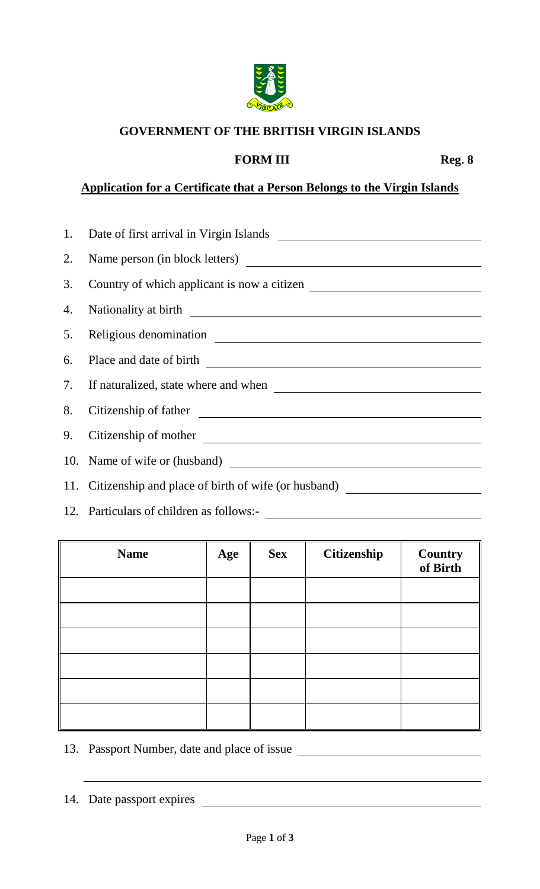# GOVERNMENT OF THE BRITISH VIRGIN ISLANDS

**FORM III** **Reg. 8**

## Application for a Certificate that a Person Belongs to the Virgin Islands

1. Date of first arrival in Virgin Islands \_\_\_\_\_\_\_\_\_\_\_\_\_\_\_\_\_\_\_\_
2. Name person (in block letters) \_\_\_\_\_\_\_\_\_\_\_\_\_\_\_\_\_\_\_\_
3. Country of which applicant is now a citizen \_\_\_\_\_\_\_\_\_\_\_\_\_\_\_\_\_\_\_\_
4. Nationality at birth \_\_\_\_\_\_\_\_\_\_\_\_\_\_\_\_\_\_\_\_
5. Religious denomination \_\_\_\_\_\_\_\_\_\_\_\_\_\_\_\_\_\_\_\_
6. Place and date of birth \_\_\_\_\_\_\_\_\_\_\_\_\_\_\_\_\_\_\_\_
7. If naturalized, state where and when \_\_\_\_\_\_\_\_\_\_\_\_\_\_\_\_\_\_\_\_
8. Citizenship of father \_\_\_\_\_\_\_\_\_\_\_\_\_\_\_\_\_\_\_\_
9. Citizenship of mother \_\_\_\_\_\_\_\_\_\_\_\_\_\_\_\_\_\_\_\_
10. Name of wife or (husband) \_\_\_\_\_\_\_\_\_\_\_\_\_\_\_\_\_\_\_\_
11. Citizenship and place of birth of wife (or husband) \_\_\_\_\_\_\_\_\_\_\_\_\_\_\_\_\_\_\_\_
12. Particulars of children as follows:- \_\_\_\_\_\_\_\_\_\_\_\_\_\_\_\_\_\_\_\_

| Name | Age | Sex | Citizenship | Country of Birth |
|---|---|---|---|---|
| | | | | |
| | | | | |
| | | | | |
| | | | | |
| | | | | |
| | | | | |

13. Passport Number, date and place of issue \_\_\_\_\_\_\_\_\_\_\_\_\_\_\_\_\_\_\_\_

\_\_\_\_\_\_\_\_\_\_\_\_\_\_\_\_\_\_\_\_\_\_\_\_\_\_\_\_\_\_\_\_\_\_\_\_\_\_\_\_

14. Date passport expires \_\_\_\_\_\_\_\_\_\_\_\_\_\_\_\_\_\_\_\_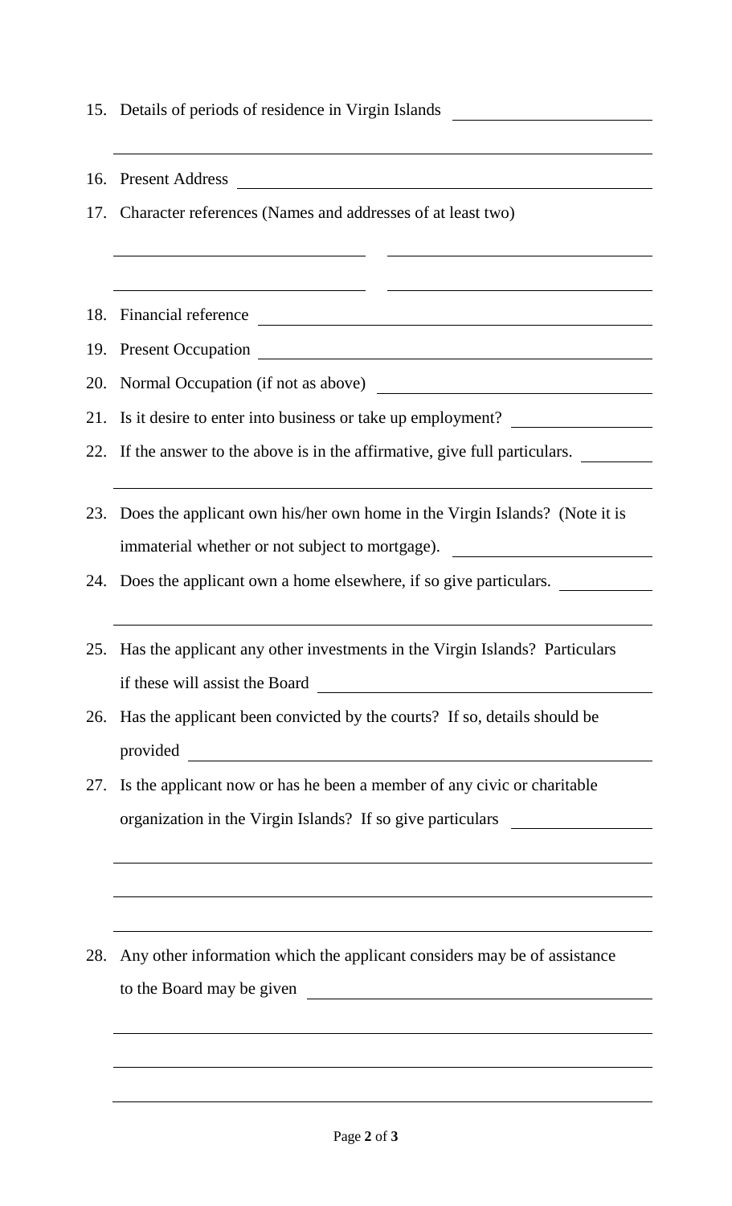15. Details of periods of residence in Virgin Islands \_\_\_\_\_\_\_\_\_\_\_\_\_\_\_\_\_\_\_\_\_\_\_\_

\_\_\_\_\_\_\_\_\_\_\_\_\_\_\_\_\_\_\_\_\_\_\_\_\_\_\_\_\_\_\_\_\_\_\_\_\_\_\_\_\_\_\_\_\_\_\_\_\_\_\_\_\_\_\_\_\_\_\_\_\_\_

16. Present Address \_\_\_\_\_\_\_\_\_\_\_\_\_\_\_\_\_\_\_\_\_\_\_\_\_\_\_\_\_\_\_\_\_\_\_\_\_\_\_\_\_\_\_\_\_\_

17. Character references (Names and addresses of at least two)

\_\_\_\_\_\_\_\_\_\_\_\_\_\_\_\_\_\_\_\_\_\_\_\_\_\_\_\_\_\_   \_\_\_\_\_\_\_\_\_\_\_\_\_\_\_\_\_\_\_\_\_\_\_\_\_\_\_\_\_\_

\_\_\_\_\_\_\_\_\_\_\_\_\_\_\_\_\_\_\_\_\_\_\_\_\_\_\_\_\_\_   \_\_\_\_\_\_\_\_\_\_\_\_\_\_\_\_\_\_\_\_\_\_\_\_\_\_\_\_\_\_

18. Financial reference \_\_\_\_\_\_\_\_\_\_\_\_\_\_\_\_\_\_\_\_\_\_\_\_\_\_\_\_\_\_\_\_\_\_\_\_\_\_\_\_\_\_\_\_

19. Present Occupation \_\_\_\_\_\_\_\_\_\_\_\_\_\_\_\_\_\_\_\_\_\_\_\_\_\_\_\_\_\_\_\_\_\_\_\_\_\_\_\_\_\_\_\_

20. Normal Occupation (if not as above) \_\_\_\_\_\_\_\_\_\_\_\_\_\_\_\_\_\_\_\_\_\_\_\_\_\_\_\_\_\_

21. Is it desire to enter into business or take up employment? \_\_\_\_\_\_\_\_\_\_\_\_\_\_\_\_

22. If the answer to the above is in the affirmative, give full particulars. \_\_\_\_\_\_\_\_

\_\_\_\_\_\_\_\_\_\_\_\_\_\_\_\_\_\_\_\_\_\_\_\_\_\_\_\_\_\_\_\_\_\_\_\_\_\_\_\_\_\_\_\_\_\_\_\_\_\_\_\_\_\_\_\_\_\_\_\_\_\_

23. Does the applicant own his/her own home in the Virgin Islands? (Note it is immaterial whether or not subject to mortgage). \_\_\_\_\_\_\_\_\_\_\_\_\_\_\_\_\_\_\_\_\_\_\_\_

24. Does the applicant own a home elsewhere, if so give particulars. \_\_\_\_\_\_\_\_\_\_\_

\_\_\_\_\_\_\_\_\_\_\_\_\_\_\_\_\_\_\_\_\_\_\_\_\_\_\_\_\_\_\_\_\_\_\_\_\_\_\_\_\_\_\_\_\_\_\_\_\_\_\_\_\_\_\_\_\_\_\_\_\_\_

25. Has the applicant any other investments in the Virgin Islands? Particulars if these will assist the Board \_\_\_\_\_\_\_\_\_\_\_\_\_\_\_\_\_\_\_\_\_\_\_\_\_\_\_\_\_\_\_\_\_\_\_\_\_\_\_\_

26. Has the applicant been convicted by the courts? If so, details should be provided \_\_\_\_\_\_\_\_\_\_\_\_\_\_\_\_\_\_\_\_\_\_\_\_\_\_\_\_\_\_\_\_\_\_\_\_\_\_\_\_\_\_\_\_\_\_\_\_\_\_\_\_\_\_

27. Is the applicant now or has he been a member of any civic or charitable organization in the Virgin Islands? If so give particulars \_\_\_\_\_\_\_\_\_\_\_\_\_\_\_\_

\_\_\_\_\_\_\_\_\_\_\_\_\_\_\_\_\_\_\_\_\_\_\_\_\_\_\_\_\_\_\_\_\_\_\_\_\_\_\_\_\_\_\_\_\_\_\_\_\_\_\_\_\_\_\_\_\_\_\_\_\_\_

\_\_\_\_\_\_\_\_\_\_\_\_\_\_\_\_\_\_\_\_\_\_\_\_\_\_\_\_\_\_\_\_\_\_\_\_\_\_\_\_\_\_\_\_\_\_\_\_\_\_\_\_\_\_\_\_\_\_\_\_\_\_

\_\_\_\_\_\_\_\_\_\_\_\_\_\_\_\_\_\_\_\_\_\_\_\_\_\_\_\_\_\_\_\_\_\_\_\_\_\_\_\_\_\_\_\_\_\_\_\_\_\_\_\_\_\_\_\_\_\_\_\_\_\_

28. Any other information which the applicant considers may be of assistance to the Board may be given \_\_\_\_\_\_\_\_\_\_\_\_\_\_\_\_\_\_\_\_\_\_\_\_\_\_\_\_\_\_\_\_\_\_\_\_\_\_\_\_\_\_\_\_

\_\_\_\_\_\_\_\_\_\_\_\_\_\_\_\_\_\_\_\_\_\_\_\_\_\_\_\_\_\_\_\_\_\_\_\_\_\_\_\_\_\_\_\_\_\_\_\_\_\_\_\_\_\_\_\_\_\_\_\_\_\_

\_\_\_\_\_\_\_\_\_\_\_\_\_\_\_\_\_\_\_\_\_\_\_\_\_\_\_\_\_\_\_\_\_\_\_\_\_\_\_\_\_\_\_\_\_\_\_\_\_\_\_\_\_\_\_\_\_\_\_\_\_\_

\_\_\_\_\_\_\_\_\_\_\_\_\_\_\_\_\_\_\_\_\_\_\_\_\_\_\_\_\_\_\_\_\_\_\_\_\_\_\_\_\_\_\_\_\_\_\_\_\_\_\_\_\_\_\_\_\_\_\_\_\_\_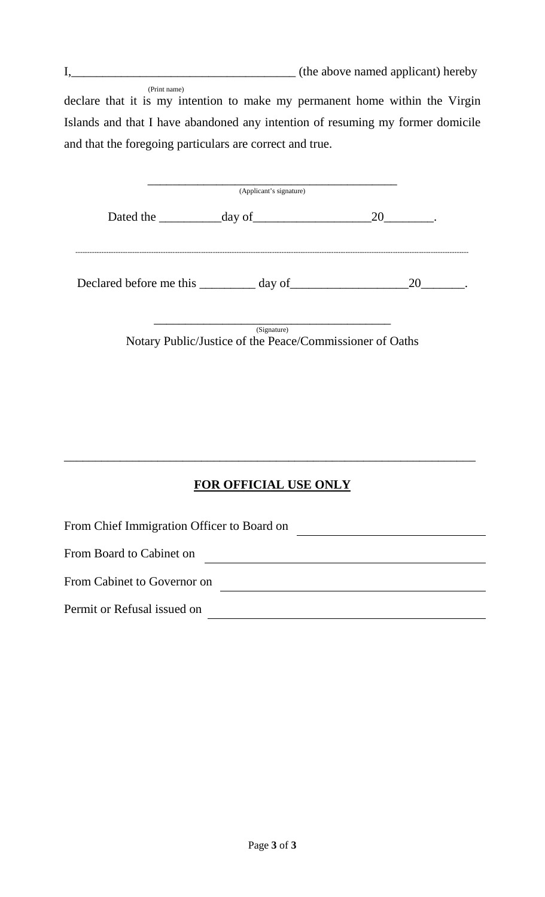I,_____________________________________ (the above named applicant) hereby
(Print name)

declare that it is my intention to make my permanent home within the Virgin Islands and that I have abandoned any intention of resuming my former domicile and that the foregoing particulars are correct and true.

_____________________________________________
(Applicant's signature)

Dated the __________day of___________________20________.

---

Declared before me this _________ day of___________________20_______.

_________________________________________
(Signature)
Notary Public/Justice of the Peace/Commissioner of Oaths

---

**FOR OFFICIAL USE ONLY**

From Chief Immigration Officer to Board on ______________________________

From Board to Cabinet on ______________________________

From Cabinet to Governor on ______________________________

Permit or Refusal issued on ______________________________